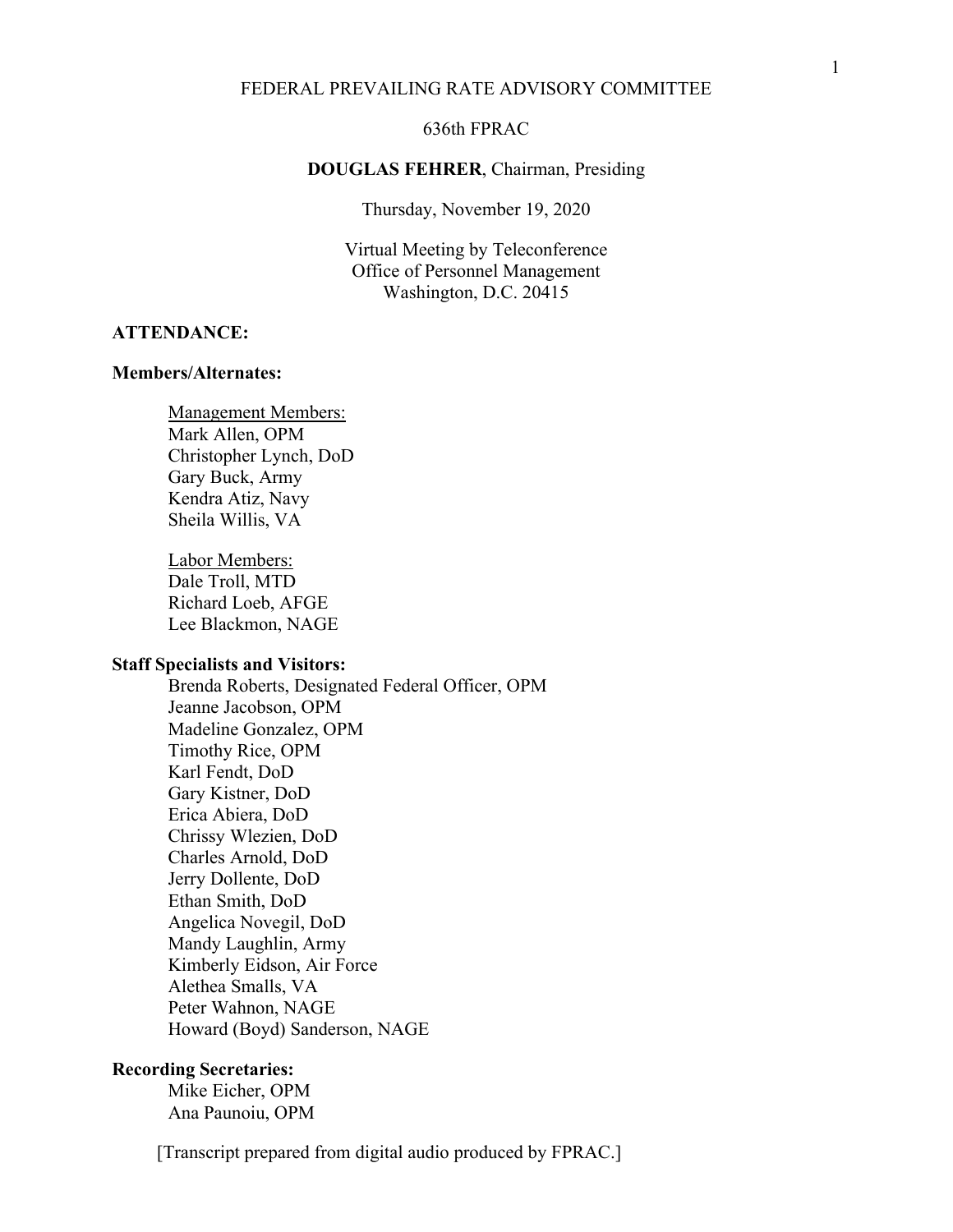# FEDERAL PREVAILING RATE ADVISORY COMMITTEE

636th FPRAC

**DOUGLAS FEHRER**, Chairman, Presiding

Thursday, November 19, 2020

Virtual Meeting by Teleconference
Office of Personnel Management
Washington, D.C. 20415

## ATTENDANCE:

### Members/Alternates:

Management Members:
Mark Allen, OPM
Christopher Lynch, DoD
Gary Buck, Army
Kendra Atiz, Navy
Sheila Willis, VA

Labor Members:
Dale Troll, MTD
Richard Loeb, AFGE
Lee Blackmon, NAGE

### Staff Specialists and Visitors:

Brenda Roberts, Designated Federal Officer, OPM
Jeanne Jacobson, OPM
Madeline Gonzalez, OPM
Timothy Rice, OPM
Karl Fendt, DoD
Gary Kistner, DoD
Erica Abiera, DoD
Chrissy Wlezien, DoD
Charles Arnold, DoD
Jerry Dollente, DoD
Ethan Smith, DoD
Angelica Novegil, DoD
Mandy Laughlin, Army
Kimberly Eidson, Air Force
Alethea Smalls, VA
Peter Wahnon, NAGE
Howard (Boyd) Sanderson, NAGE

### Recording Secretaries:

Mike Eicher, OPM
Ana Paunoiu, OPM

[Transcript prepared from digital audio produced by FPRAC.]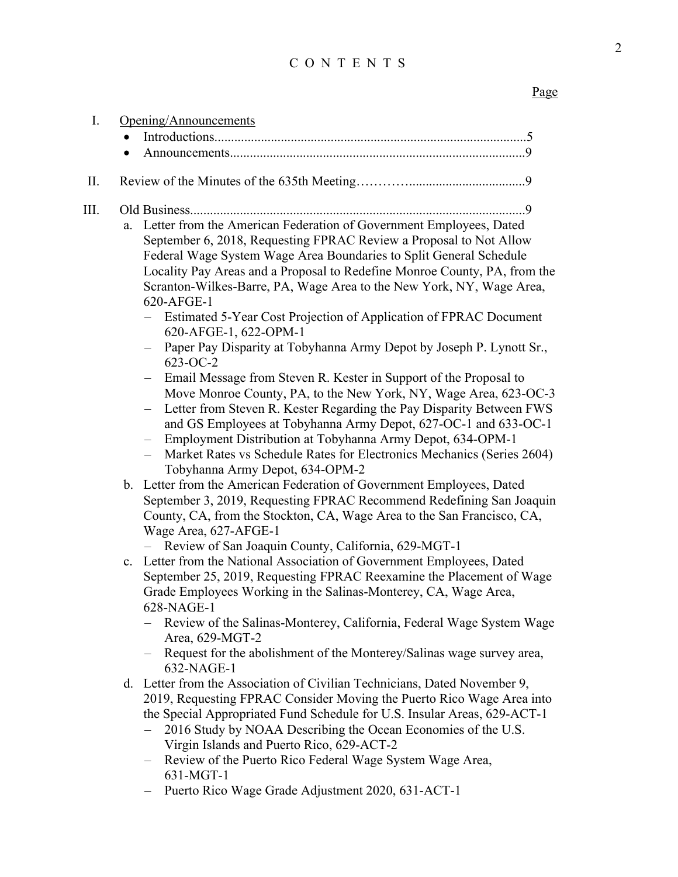# C O N T E N T S

Page

I. Opening/Announcements
- Introductions............................................................................................5
- Announcements........................................................................................9

II. Review of the Minutes of the 635th Meeting…………...................................9

III. Old Business....................................................................................................9

a. Letter from the American Federation of Government Employees, Dated September 6, 2018, Requesting FPRAC Review a Proposal to Not Allow Federal Wage System Wage Area Boundaries to Split General Schedule Locality Pay Areas and a Proposal to Redefine Monroe County, PA, from the Scranton-Wilkes-Barre, PA, Wage Area to the New York, NY, Wage Area, 620-AFGE-1
   - Estimated 5-Year Cost Projection of Application of FPRAC Document 620-AFGE-1, 622-OPM-1
   - Paper Pay Disparity at Tobyhanna Army Depot by Joseph P. Lynott Sr., 623-OC-2
   - Email Message from Steven R. Kester in Support of the Proposal to Move Monroe County, PA, to the New York, NY, Wage Area, 623-OC-3
   - Letter from Steven R. Kester Regarding the Pay Disparity Between FWS and GS Employees at Tobyhanna Army Depot, 627-OC-1 and 633-OC-1
   - Employment Distribution at Tobyhanna Army Depot, 634-OPM-1
   - Market Rates vs Schedule Rates for Electronics Mechanics (Series 2604) Tobyhanna Army Depot, 634-OPM-2

b. Letter from the American Federation of Government Employees, Dated September 3, 2019, Requesting FPRAC Recommend Redefining San Joaquin County, CA, from the Stockton, CA, Wage Area to the San Francisco, CA, Wage Area, 627-AFGE-1
   - Review of San Joaquin County, California, 629-MGT-1

c. Letter from the National Association of Government Employees, Dated September 25, 2019, Requesting FPRAC Reexamine the Placement of Wage Grade Employees Working in the Salinas-Monterey, CA, Wage Area, 628-NAGE-1
   - Review of the Salinas-Monterey, California, Federal Wage System Wage Area, 629-MGT-2
   - Request for the abolishment of the Monterey/Salinas wage survey area, 632-NAGE-1

d. Letter from the Association of Civilian Technicians, Dated November 9, 2019, Requesting FPRAC Consider Moving the Puerto Rico Wage Area into the Special Appropriated Fund Schedule for U.S. Insular Areas, 629-ACT-1
   - 2016 Study by NOAA Describing the Ocean Economies of the U.S. Virgin Islands and Puerto Rico, 629-ACT-2
   - Review of the Puerto Rico Federal Wage System Wage Area, 631-MGT-1
   - Puerto Rico Wage Grade Adjustment 2020, 631-ACT-1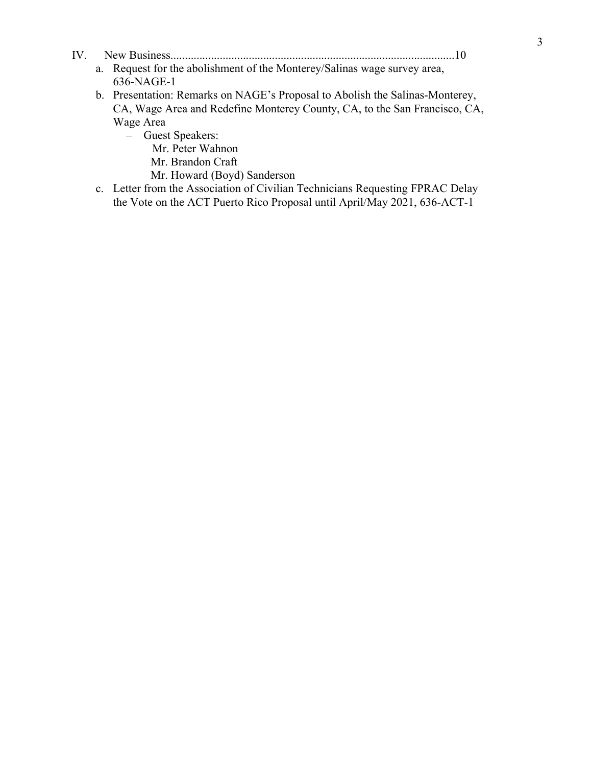IV. New Business..................................................................................................10

   a. Request for the abolishment of the Monterey/Salinas wage survey area, 636-NAGE-1
   b. Presentation: Remarks on NAGE's Proposal to Abolish the Salinas-Monterey, CA, Wage Area and Redefine Monterey County, CA, to the San Francisco, CA, Wage Area
      – Guest Speakers:
        Mr. Peter Wahnon
        Mr. Brandon Craft
        Mr. Howard (Boyd) Sanderson
   c. Letter from the Association of Civilian Technicians Requesting FPRAC Delay the Vote on the ACT Puerto Rico Proposal until April/May 2021, 636-ACT-1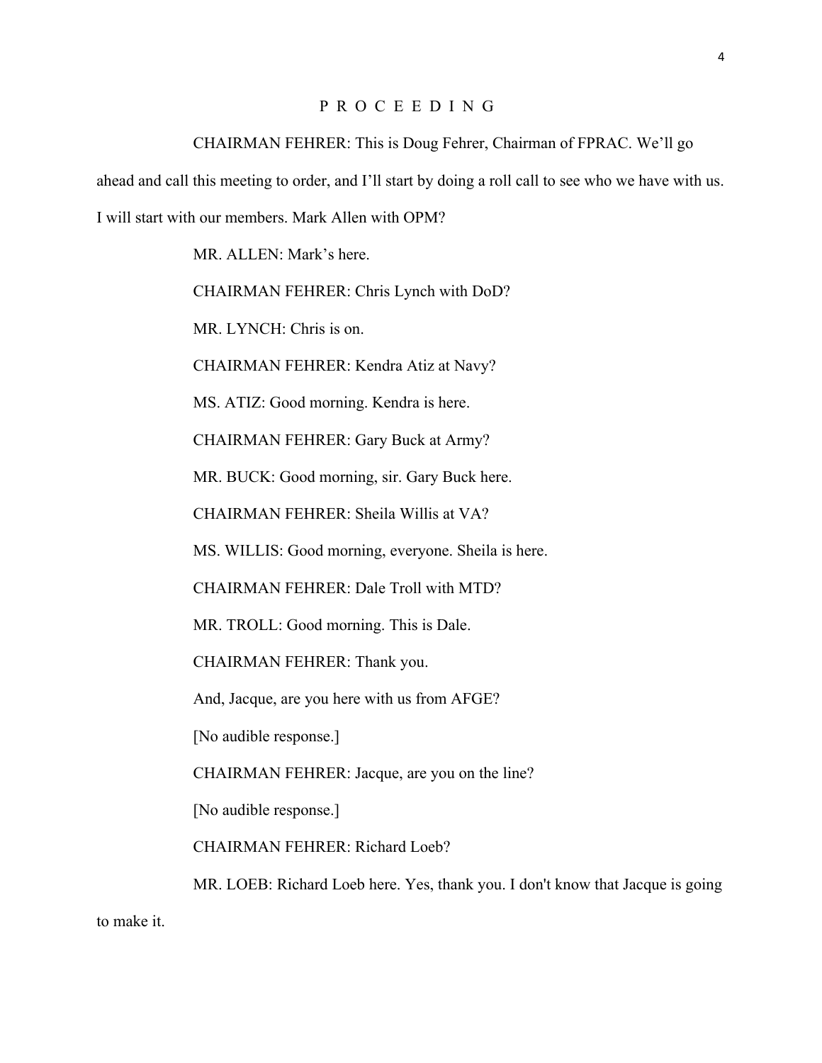# P R O C E E D I N G

CHAIRMAN FEHRER: This is Doug Fehrer, Chairman of FPRAC. We'll go ahead and call this meeting to order, and I'll start by doing a roll call to see who we have with us. I will start with our members. Mark Allen with OPM?

MR. ALLEN: Mark's here.

CHAIRMAN FEHRER: Chris Lynch with DoD?

MR. LYNCH: Chris is on.

CHAIRMAN FEHRER: Kendra Atiz at Navy?

MS. ATIZ: Good morning. Kendra is here.

CHAIRMAN FEHRER: Gary Buck at Army?

MR. BUCK: Good morning, sir. Gary Buck here.

CHAIRMAN FEHRER: Sheila Willis at VA?

MS. WILLIS: Good morning, everyone. Sheila is here.

CHAIRMAN FEHRER: Dale Troll with MTD?

MR. TROLL: Good morning. This is Dale.

CHAIRMAN FEHRER: Thank you.

And, Jacque, are you here with us from AFGE?

[No audible response.]

CHAIRMAN FEHRER: Jacque, are you on the line?

[No audible response.]

CHAIRMAN FEHRER: Richard Loeb?

MR. LOEB: Richard Loeb here. Yes, thank you. I don't know that Jacque is going to make it.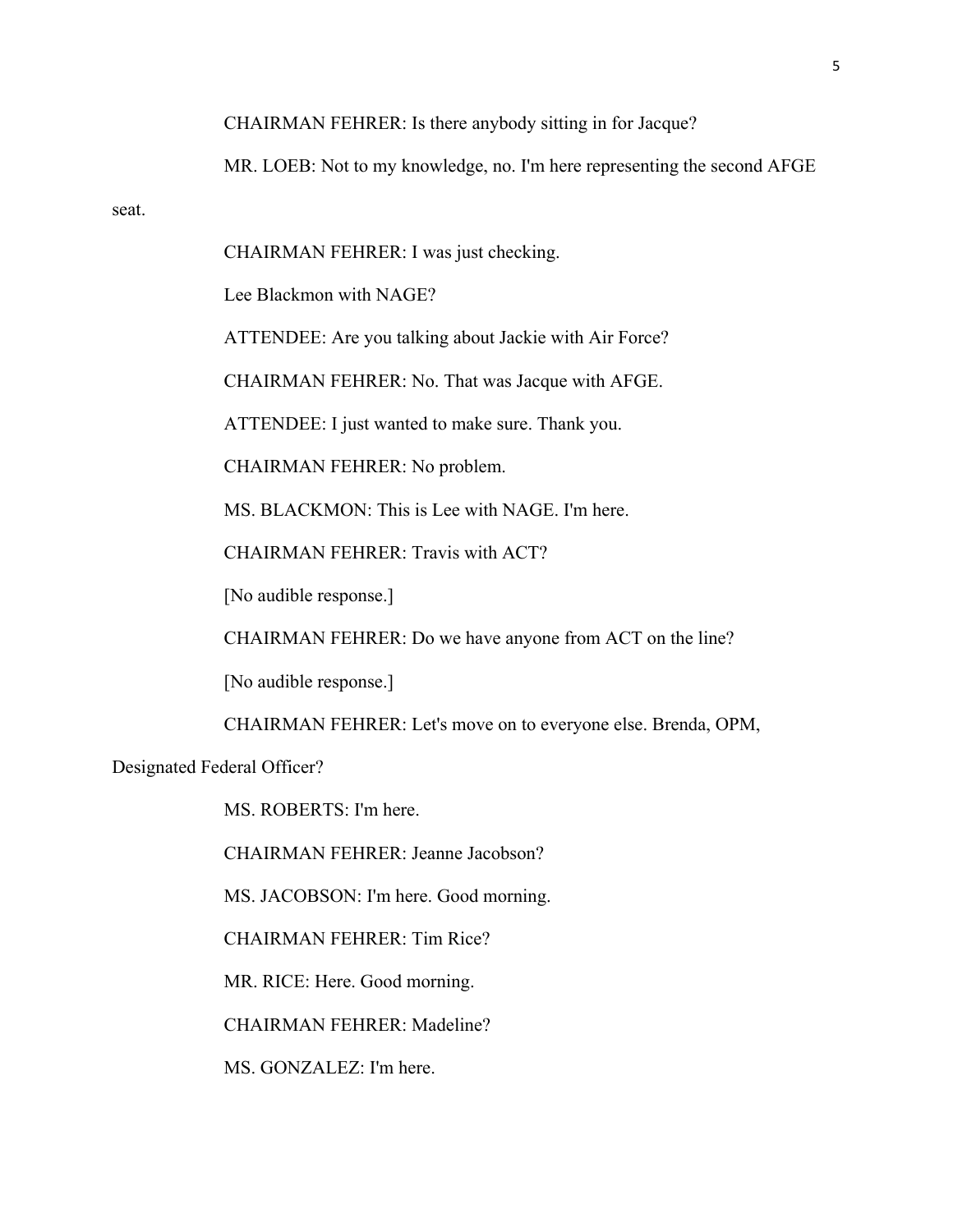CHAIRMAN FEHRER: Is there anybody sitting in for Jacque?

MR. LOEB: Not to my knowledge, no. I'm here representing the second AFGE seat.

CHAIRMAN FEHRER: I was just checking.

Lee Blackmon with NAGE?

ATTENDEE: Are you talking about Jackie with Air Force?

CHAIRMAN FEHRER: No. That was Jacque with AFGE.

ATTENDEE: I just wanted to make sure. Thank you.

CHAIRMAN FEHRER: No problem.

MS. BLACKMON: This is Lee with NAGE. I'm here.

CHAIRMAN FEHRER: Travis with ACT?

[No audible response.]

CHAIRMAN FEHRER: Do we have anyone from ACT on the line?

[No audible response.]

CHAIRMAN FEHRER: Let's move on to everyone else. Brenda, OPM, Designated Federal Officer?

MS. ROBERTS: I'm here.

CHAIRMAN FEHRER: Jeanne Jacobson?

MS. JACOBSON: I'm here. Good morning.

CHAIRMAN FEHRER: Tim Rice?

MR. RICE: Here. Good morning.

CHAIRMAN FEHRER: Madeline?

MS. GONZALEZ: I'm here.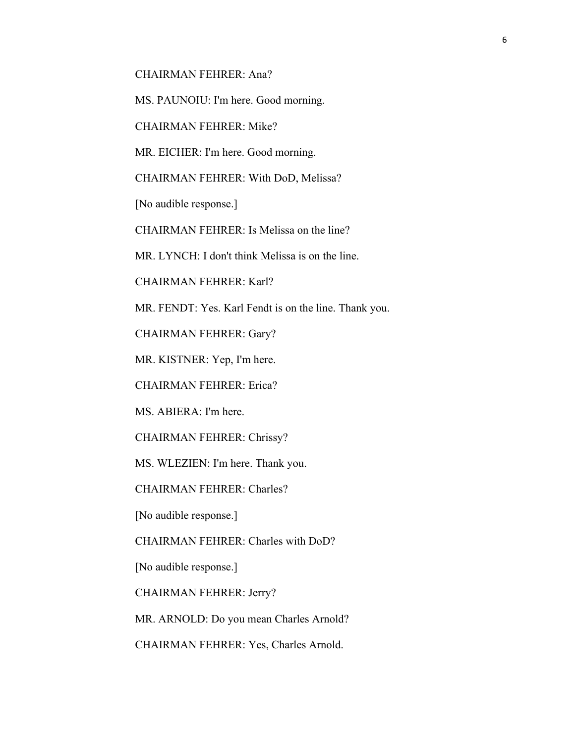CHAIRMAN FEHRER: Ana?

MS. PAUNOIU: I'm here. Good morning.

CHAIRMAN FEHRER: Mike?

MR. EICHER: I'm here. Good morning.

CHAIRMAN FEHRER: With DoD, Melissa?

[No audible response.]

CHAIRMAN FEHRER: Is Melissa on the line?

MR. LYNCH: I don't think Melissa is on the line.

CHAIRMAN FEHRER: Karl?

MR. FENDT: Yes. Karl Fendt is on the line. Thank you.

CHAIRMAN FEHRER: Gary?

MR. KISTNER: Yep, I'm here.

CHAIRMAN FEHRER: Erica?

MS. ABIERA: I'm here.

CHAIRMAN FEHRER: Chrissy?

MS. WLEZIEN: I'm here. Thank you.

CHAIRMAN FEHRER: Charles?

[No audible response.]

CHAIRMAN FEHRER: Charles with DoD?

[No audible response.]

CHAIRMAN FEHRER: Jerry?

MR. ARNOLD: Do you mean Charles Arnold?

CHAIRMAN FEHRER: Yes, Charles Arnold.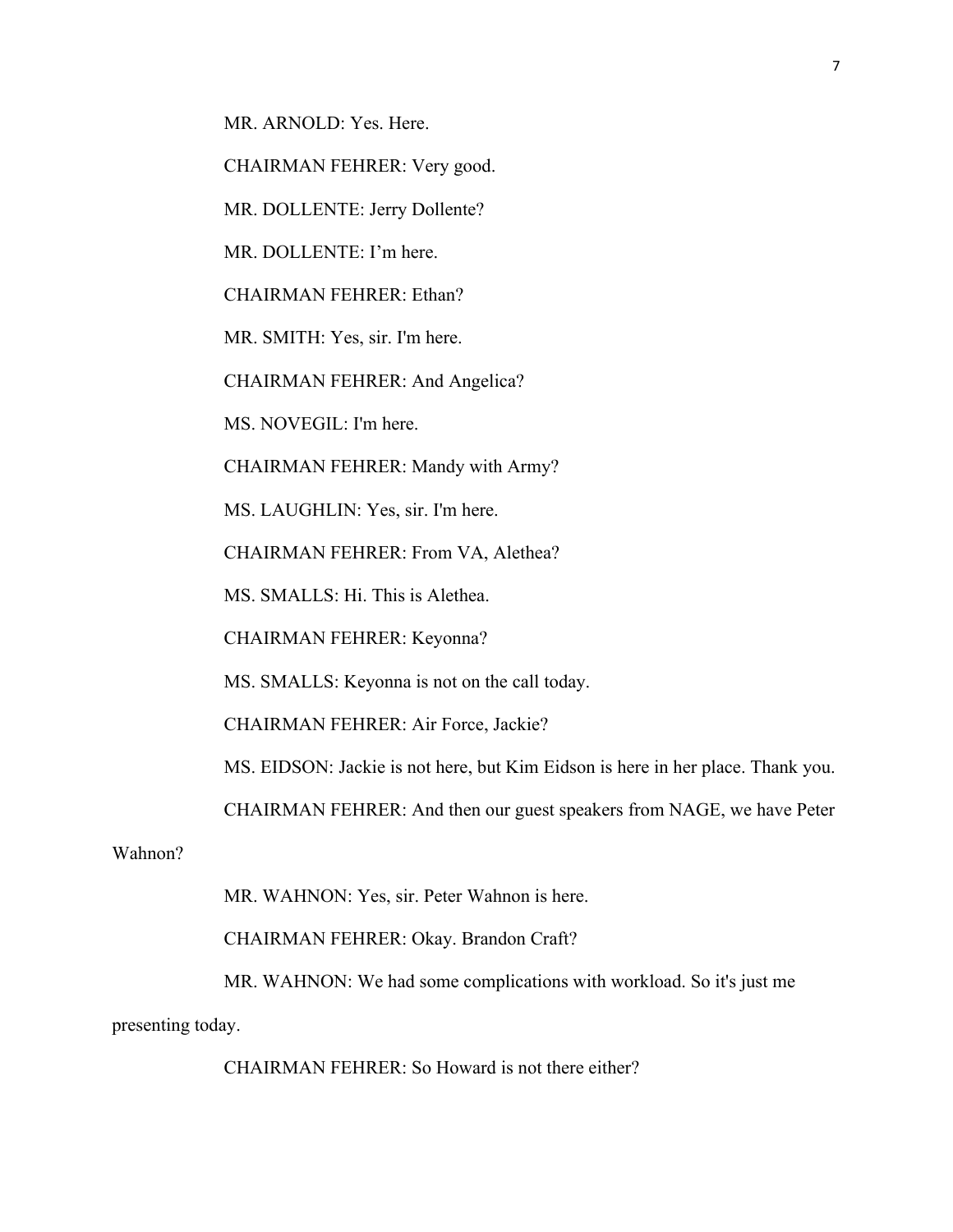MR. ARNOLD: Yes. Here.

CHAIRMAN FEHRER: Very good.

MR. DOLLENTE: Jerry Dollente?

MR. DOLLENTE: I'm here.

CHAIRMAN FEHRER: Ethan?

MR. SMITH: Yes, sir. I'm here.

CHAIRMAN FEHRER: And Angelica?

MS. NOVEGIL: I'm here.

CHAIRMAN FEHRER: Mandy with Army?

MS. LAUGHLIN: Yes, sir. I'm here.

CHAIRMAN FEHRER: From VA, Alethea?

MS. SMALLS: Hi. This is Alethea.

CHAIRMAN FEHRER: Keyonna?

MS. SMALLS: Keyonna is not on the call today.

CHAIRMAN FEHRER: Air Force, Jackie?

MS. EIDSON: Jackie is not here, but Kim Eidson is here in her place. Thank you.

CHAIRMAN FEHRER: And then our guest speakers from NAGE, we have Peter Wahnon?

MR. WAHNON: Yes, sir. Peter Wahnon is here.

CHAIRMAN FEHRER: Okay. Brandon Craft?

MR. WAHNON: We had some complications with workload. So it's just me presenting today.

CHAIRMAN FEHRER: So Howard is not there either?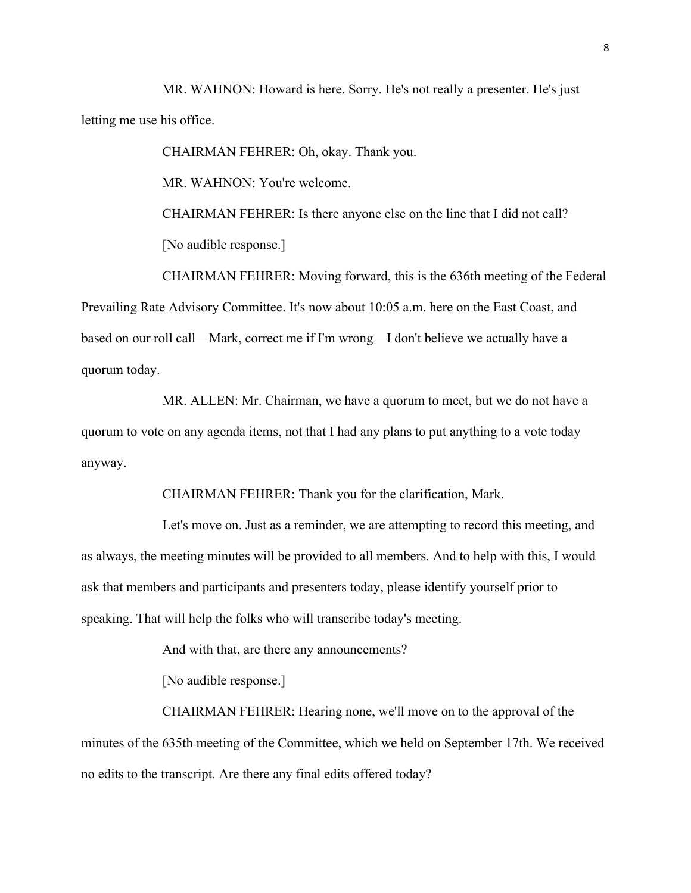MR. WAHNON: Howard is here. Sorry. He's not really a presenter. He's just letting me use his office.

CHAIRMAN FEHRER: Oh, okay. Thank you.

MR. WAHNON: You're welcome.

CHAIRMAN FEHRER: Is there anyone else on the line that I did not call?

[No audible response.]

CHAIRMAN FEHRER: Moving forward, this is the 636th meeting of the Federal Prevailing Rate Advisory Committee. It's now about 10:05 a.m. here on the East Coast, and based on our roll call—Mark, correct me if I'm wrong—I don't believe we actually have a quorum today.

MR. ALLEN: Mr. Chairman, we have a quorum to meet, but we do not have a quorum to vote on any agenda items, not that I had any plans to put anything to a vote today anyway.

CHAIRMAN FEHRER: Thank you for the clarification, Mark.

Let's move on. Just as a reminder, we are attempting to record this meeting, and as always, the meeting minutes will be provided to all members. And to help with this, I would ask that members and participants and presenters today, please identify yourself prior to speaking. That will help the folks who will transcribe today's meeting.

And with that, are there any announcements?

[No audible response.]

CHAIRMAN FEHRER: Hearing none, we'll move on to the approval of the minutes of the 635th meeting of the Committee, which we held on September 17th. We received no edits to the transcript. Are there any final edits offered today?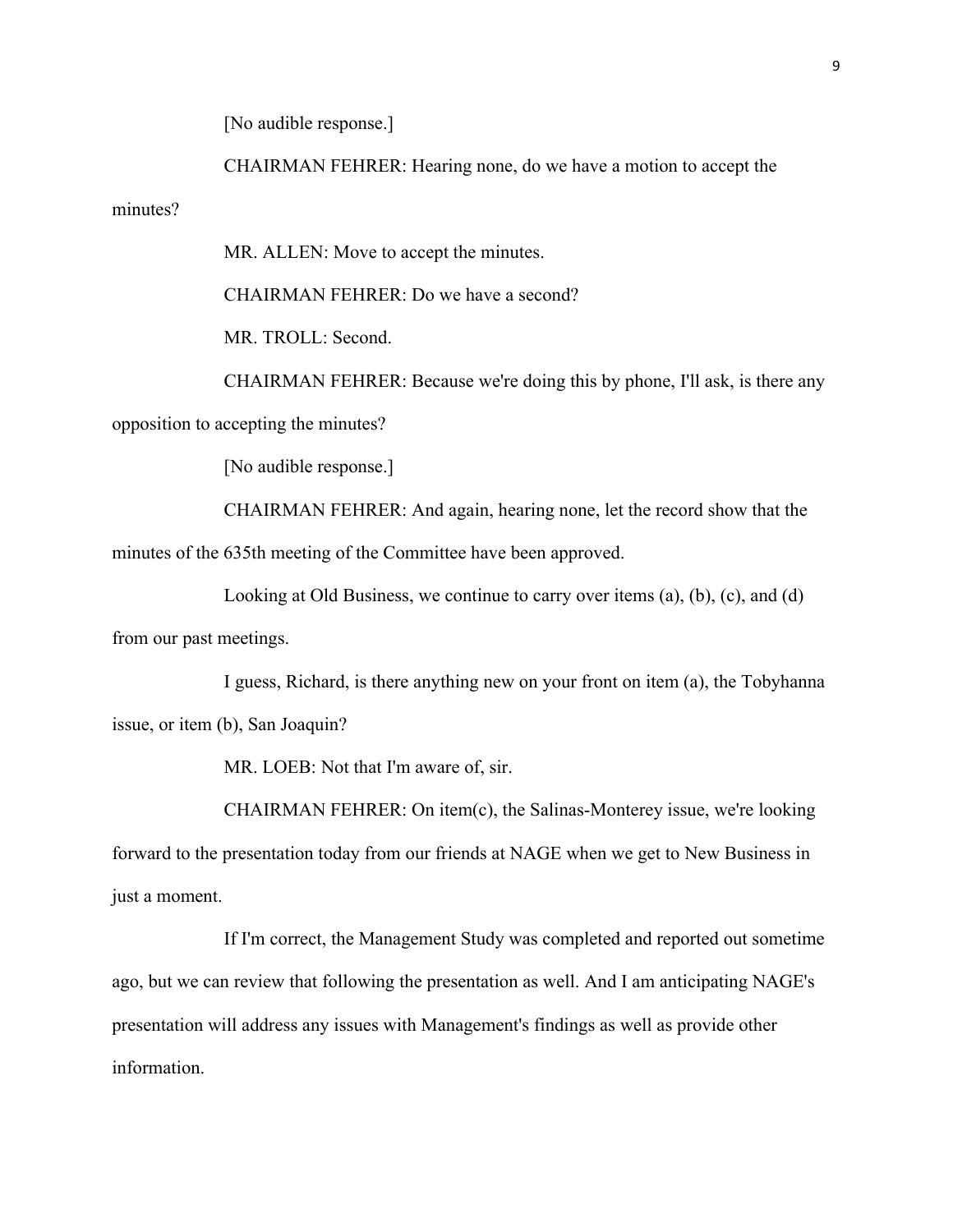[No audible response.]

CHAIRMAN FEHRER: Hearing none, do we have a motion to accept the minutes?

MR. ALLEN: Move to accept the minutes.

CHAIRMAN FEHRER: Do we have a second?

MR. TROLL: Second.

CHAIRMAN FEHRER: Because we're doing this by phone, I'll ask, is there any opposition to accepting the minutes?

[No audible response.]

CHAIRMAN FEHRER: And again, hearing none, let the record show that the minutes of the 635th meeting of the Committee have been approved.

Looking at Old Business, we continue to carry over items (a), (b), (c), and (d) from our past meetings.

I guess, Richard, is there anything new on your front on item (a), the Tobyhanna issue, or item (b), San Joaquin?

MR. LOEB: Not that I'm aware of, sir.

CHAIRMAN FEHRER: On item(c), the Salinas-Monterey issue, we're looking forward to the presentation today from our friends at NAGE when we get to New Business in just a moment.

If I'm correct, the Management Study was completed and reported out sometime ago, but we can review that following the presentation as well. And I am anticipating NAGE's presentation will address any issues with Management's findings as well as provide other information.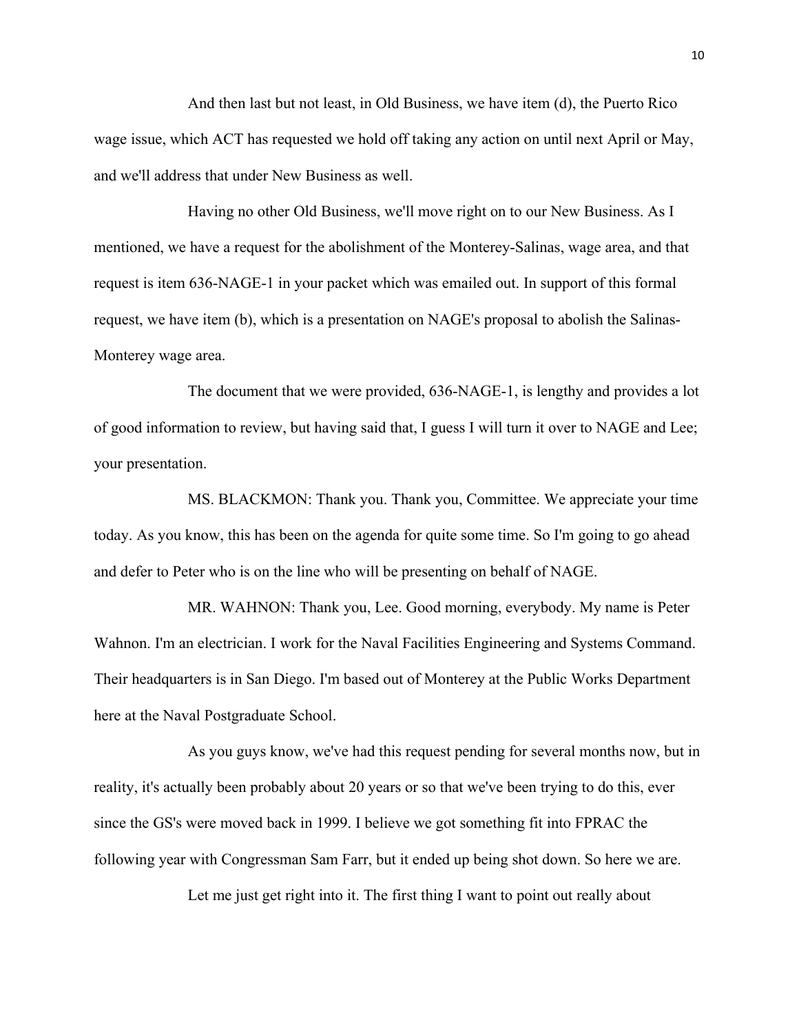And then last but not least, in Old Business, we have item (d), the Puerto Rico wage issue, which ACT has requested we hold off taking any action on until next April or May, and we'll address that under New Business as well.

Having no other Old Business, we'll move right on to our New Business. As I mentioned, we have a request for the abolishment of the Monterey-Salinas, wage area, and that request is item 636-NAGE-1 in your packet which was emailed out. In support of this formal request, we have item (b), which is a presentation on NAGE's proposal to abolish the Salinas-Monterey wage area.

The document that we were provided, 636-NAGE-1, is lengthy and provides a lot of good information to review, but having said that, I guess I will turn it over to NAGE and Lee; your presentation.

MS. BLACKMON: Thank you. Thank you, Committee. We appreciate your time today. As you know, this has been on the agenda for quite some time. So I'm going to go ahead and defer to Peter who is on the line who will be presenting on behalf of NAGE.

MR. WAHNON: Thank you, Lee. Good morning, everybody. My name is Peter Wahnon. I'm an electrician. I work for the Naval Facilities Engineering and Systems Command. Their headquarters is in San Diego. I'm based out of Monterey at the Public Works Department here at the Naval Postgraduate School.

As you guys know, we've had this request pending for several months now, but in reality, it's actually been probably about 20 years or so that we've been trying to do this, ever since the GS's were moved back in 1999. I believe we got something fit into FPRAC the following year with Congressman Sam Farr, but it ended up being shot down. So here we are.

Let me just get right into it. The first thing I want to point out really about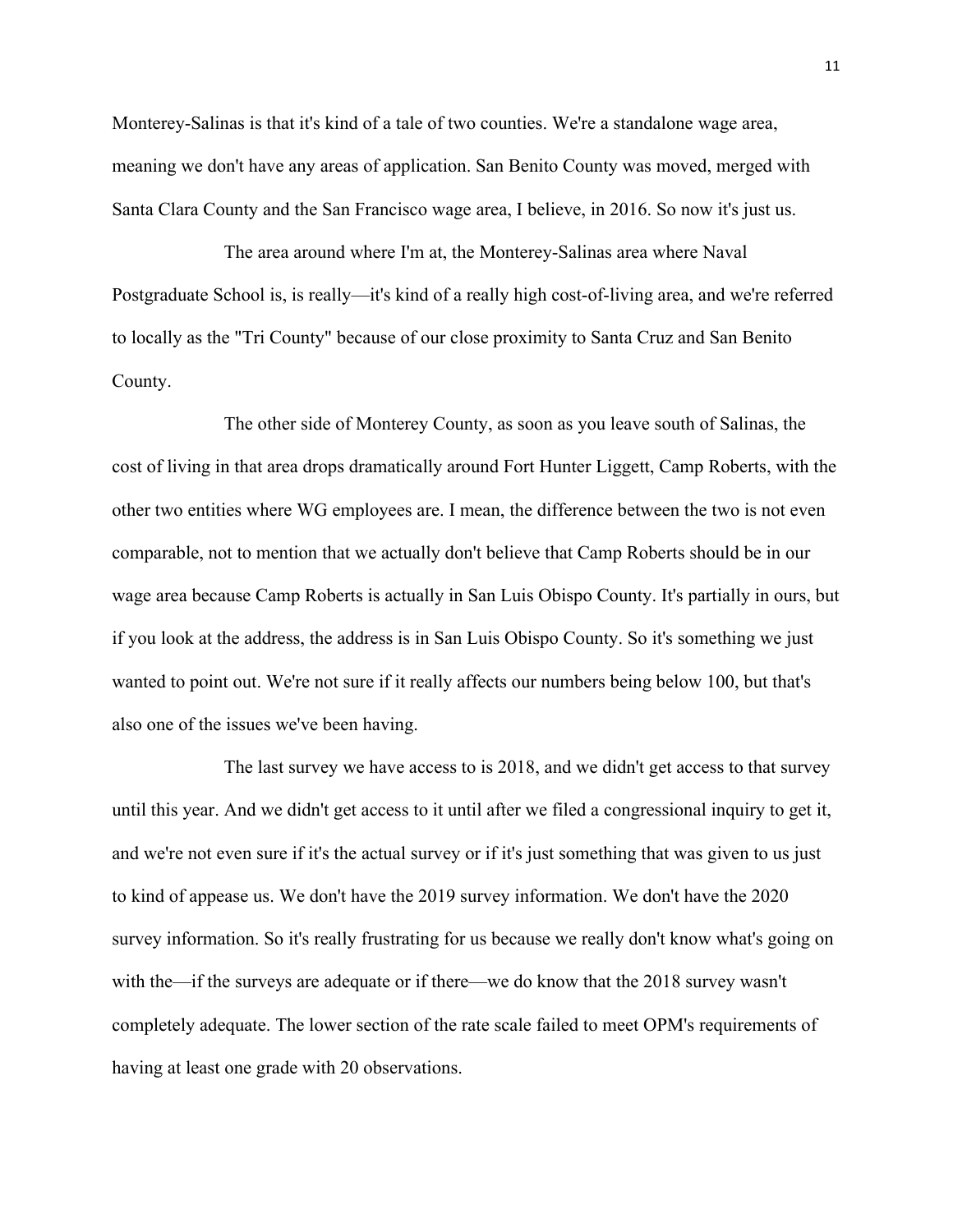Monterey-Salinas is that it's kind of a tale of two counties. We're a standalone wage area, meaning we don't have any areas of application. San Benito County was moved, merged with Santa Clara County and the San Francisco wage area, I believe, in 2016. So now it's just us.

The area around where I'm at, the Monterey-Salinas area where Naval Postgraduate School is, is really—it's kind of a really high cost-of-living area, and we're referred to locally as the "Tri County" because of our close proximity to Santa Cruz and San Benito County.

The other side of Monterey County, as soon as you leave south of Salinas, the cost of living in that area drops dramatically around Fort Hunter Liggett, Camp Roberts, with the other two entities where WG employees are. I mean, the difference between the two is not even comparable, not to mention that we actually don't believe that Camp Roberts should be in our wage area because Camp Roberts is actually in San Luis Obispo County. It's partially in ours, but if you look at the address, the address is in San Luis Obispo County. So it's something we just wanted to point out. We're not sure if it really affects our numbers being below 100, but that's also one of the issues we've been having.

The last survey we have access to is 2018, and we didn't get access to that survey until this year. And we didn't get access to it until after we filed a congressional inquiry to get it, and we're not even sure if it's the actual survey or if it's just something that was given to us just to kind of appease us. We don't have the 2019 survey information. We don't have the 2020 survey information. So it's really frustrating for us because we really don't know what's going on with the—if the surveys are adequate or if there—we do know that the 2018 survey wasn't completely adequate. The lower section of the rate scale failed to meet OPM's requirements of having at least one grade with 20 observations.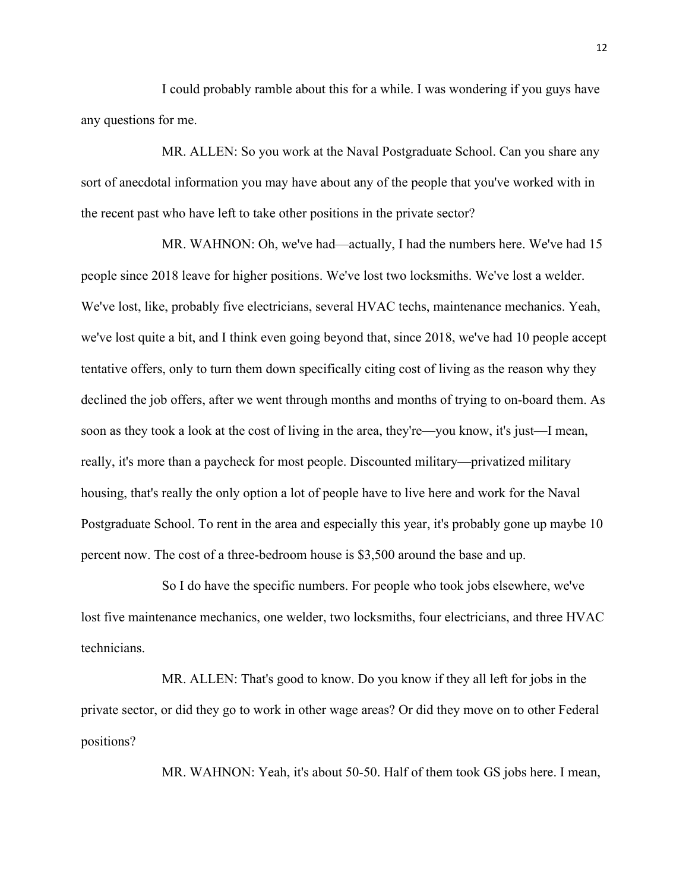I could probably ramble about this for a while. I was wondering if you guys have any questions for me.

MR. ALLEN: So you work at the Naval Postgraduate School. Can you share any sort of anecdotal information you may have about any of the people that you've worked with in the recent past who have left to take other positions in the private sector?

MR. WAHNON: Oh, we've had—actually, I had the numbers here. We've had 15 people since 2018 leave for higher positions. We've lost two locksmiths. We've lost a welder. We've lost, like, probably five electricians, several HVAC techs, maintenance mechanics. Yeah, we've lost quite a bit, and I think even going beyond that, since 2018, we've had 10 people accept tentative offers, only to turn them down specifically citing cost of living as the reason why they declined the job offers, after we went through months and months of trying to on-board them. As soon as they took a look at the cost of living in the area, they're—you know, it's just—I mean, really, it's more than a paycheck for most people. Discounted military—privatized military housing, that's really the only option a lot of people have to live here and work for the Naval Postgraduate School. To rent in the area and especially this year, it's probably gone up maybe 10 percent now. The cost of a three-bedroom house is $3,500 around the base and up.

So I do have the specific numbers. For people who took jobs elsewhere, we've lost five maintenance mechanics, one welder, two locksmiths, four electricians, and three HVAC technicians.

MR. ALLEN: That's good to know. Do you know if they all left for jobs in the private sector, or did they go to work in other wage areas? Or did they move on to other Federal positions?

MR. WAHNON: Yeah, it's about 50-50. Half of them took GS jobs here. I mean,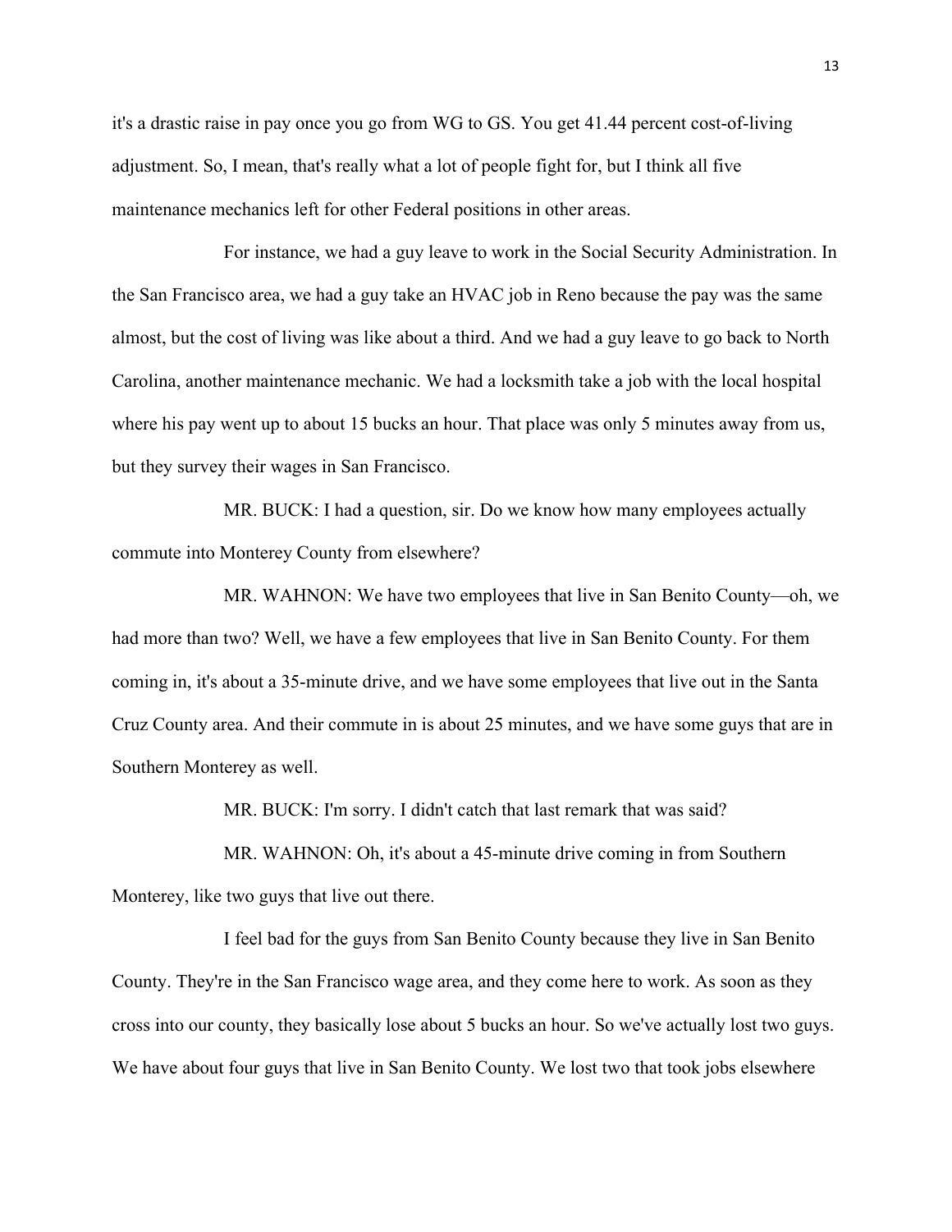it's a drastic raise in pay once you go from WG to GS. You get 41.44 percent cost-of-living adjustment. So, I mean, that's really what a lot of people fight for, but I think all five maintenance mechanics left for other Federal positions in other areas.

For instance, we had a guy leave to work in the Social Security Administration. In the San Francisco area, we had a guy take an HVAC job in Reno because the pay was the same almost, but the cost of living was like about a third. And we had a guy leave to go back to North Carolina, another maintenance mechanic. We had a locksmith take a job with the local hospital where his pay went up to about 15 bucks an hour. That place was only 5 minutes away from us, but they survey their wages in San Francisco.

MR. BUCK: I had a question, sir. Do we know how many employees actually commute into Monterey County from elsewhere?

MR. WAHNON: We have two employees that live in San Benito County—oh, we had more than two? Well, we have a few employees that live in San Benito County. For them coming in, it's about a 35-minute drive, and we have some employees that live out in the Santa Cruz County area. And their commute in is about 25 minutes, and we have some guys that are in Southern Monterey as well.

MR. BUCK: I'm sorry. I didn't catch that last remark that was said?

MR. WAHNON: Oh, it's about a 45-minute drive coming in from Southern Monterey, like two guys that live out there.

I feel bad for the guys from San Benito County because they live in San Benito County. They're in the San Francisco wage area, and they come here to work. As soon as they cross into our county, they basically lose about 5 bucks an hour. So we've actually lost two guys. We have about four guys that live in San Benito County. We lost two that took jobs elsewhere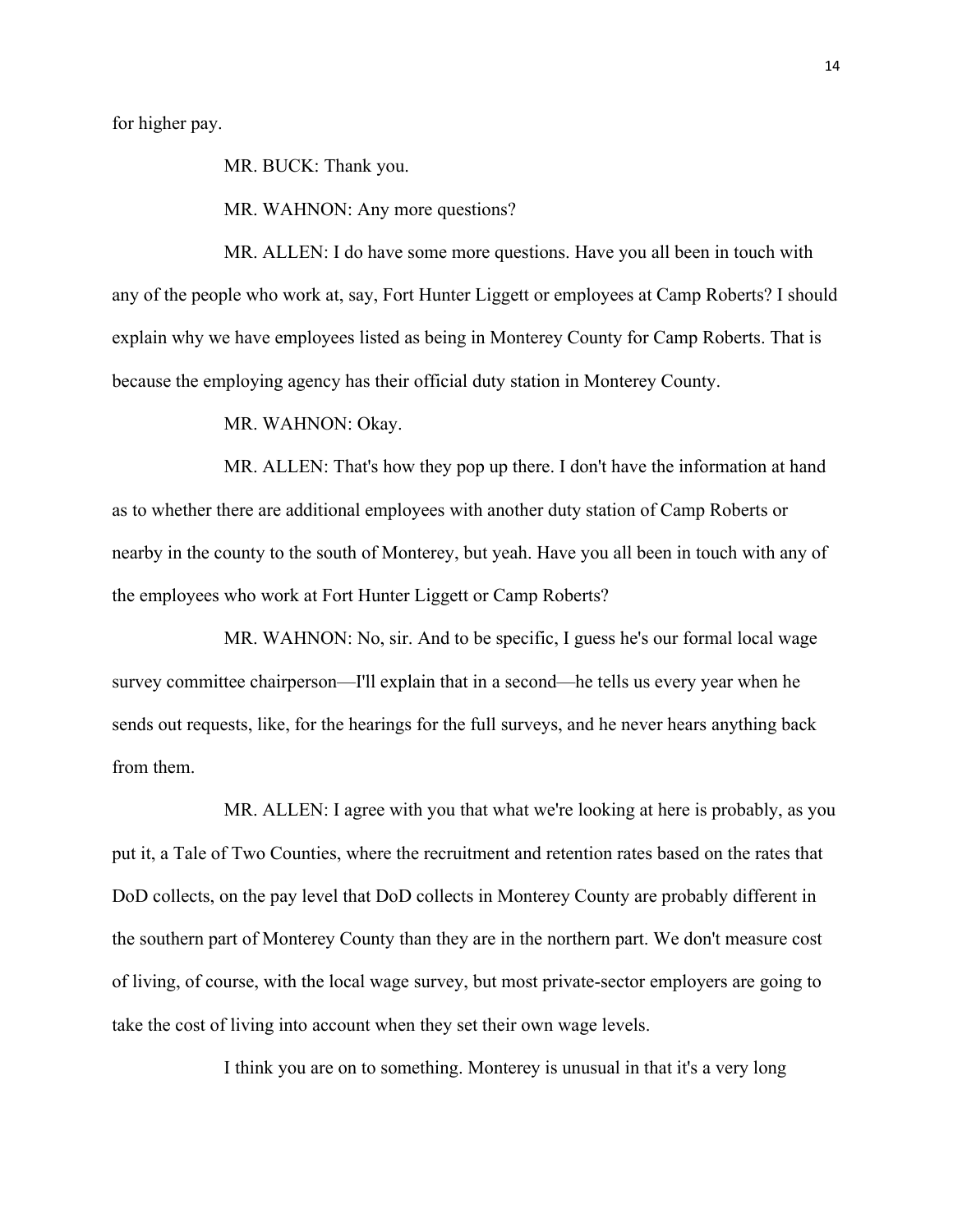for higher pay.

MR. BUCK: Thank you.

MR. WAHNON: Any more questions?

MR. ALLEN: I do have some more questions. Have you all been in touch with any of the people who work at, say, Fort Hunter Liggett or employees at Camp Roberts? I should explain why we have employees listed as being in Monterey County for Camp Roberts. That is because the employing agency has their official duty station in Monterey County.

MR. WAHNON: Okay.

MR. ALLEN: That's how they pop up there. I don't have the information at hand as to whether there are additional employees with another duty station of Camp Roberts or nearby in the county to the south of Monterey, but yeah. Have you all been in touch with any of the employees who work at Fort Hunter Liggett or Camp Roberts?

MR. WAHNON: No, sir. And to be specific, I guess he's our formal local wage survey committee chairperson—I'll explain that in a second—he tells us every year when he sends out requests, like, for the hearings for the full surveys, and he never hears anything back from them.

MR. ALLEN: I agree with you that what we're looking at here is probably, as you put it, a Tale of Two Counties, where the recruitment and retention rates based on the rates that DoD collects, on the pay level that DoD collects in Monterey County are probably different in the southern part of Monterey County than they are in the northern part. We don't measure cost of living, of course, with the local wage survey, but most private-sector employers are going to take the cost of living into account when they set their own wage levels.

I think you are on to something. Monterey is unusual in that it's a very long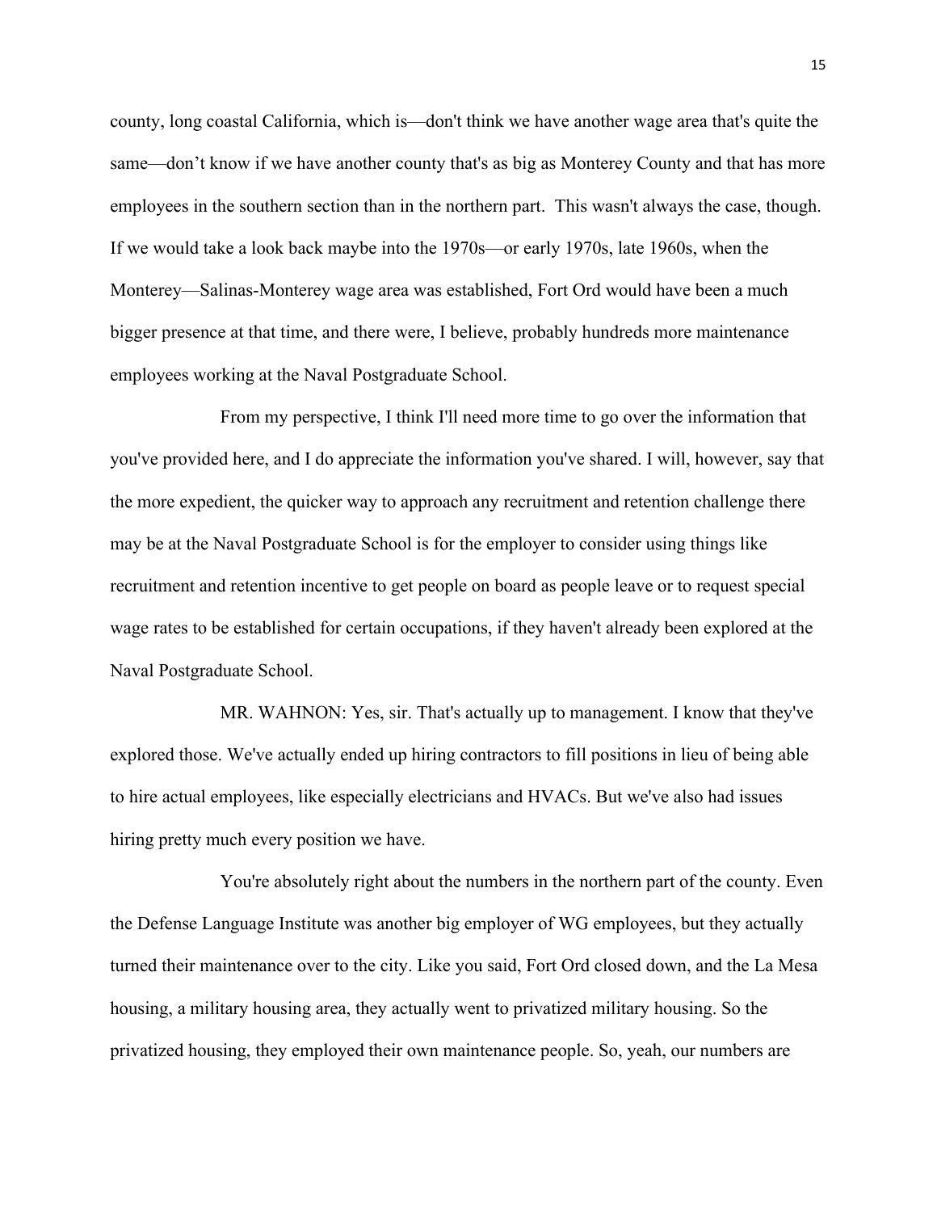county, long coastal California, which is—don't think we have another wage area that's quite the same—don't know if we have another county that's as big as Monterey County and that has more employees in the southern section than in the northern part. This wasn't always the case, though. If we would take a look back maybe into the 1970s—or early 1970s, late 1960s, when the Monterey—Salinas-Monterey wage area was established, Fort Ord would have been a much bigger presence at that time, and there were, I believe, probably hundreds more maintenance employees working at the Naval Postgraduate School.

From my perspective, I think I'll need more time to go over the information that you've provided here, and I do appreciate the information you've shared. I will, however, say that the more expedient, the quicker way to approach any recruitment and retention challenge there may be at the Naval Postgraduate School is for the employer to consider using things like recruitment and retention incentive to get people on board as people leave or to request special wage rates to be established for certain occupations, if they haven't already been explored at the Naval Postgraduate School.

MR. WAHNON: Yes, sir. That's actually up to management. I know that they've explored those. We've actually ended up hiring contractors to fill positions in lieu of being able to hire actual employees, like especially electricians and HVACs. But we've also had issues hiring pretty much every position we have.

You're absolutely right about the numbers in the northern part of the county. Even the Defense Language Institute was another big employer of WG employees, but they actually turned their maintenance over to the city. Like you said, Fort Ord closed down, and the La Mesa housing, a military housing area, they actually went to privatized military housing. So the privatized housing, they employed their own maintenance people. So, yeah, our numbers are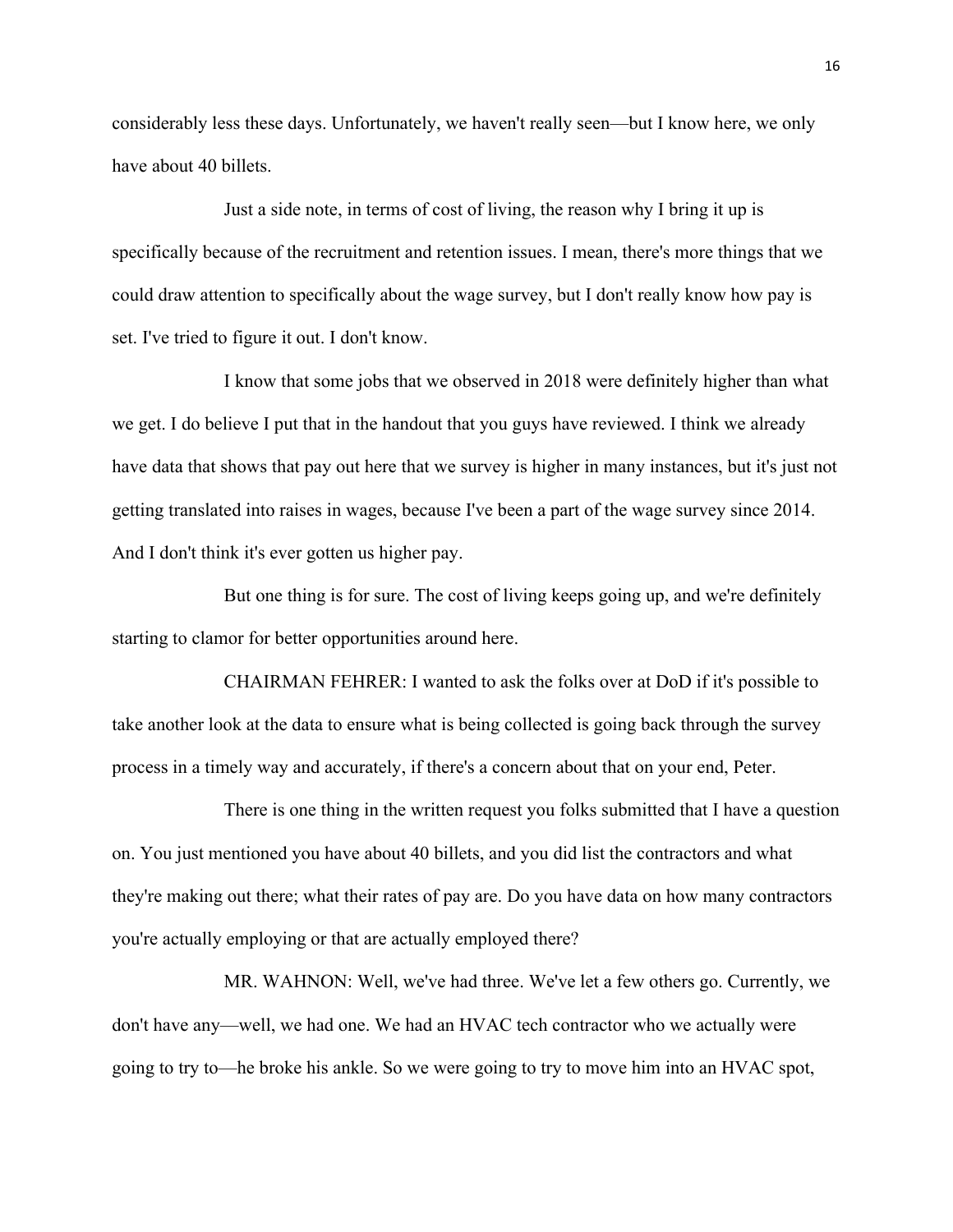considerably less these days. Unfortunately, we haven't really seen—but I know here, we only have about 40 billets.

Just a side note, in terms of cost of living, the reason why I bring it up is specifically because of the recruitment and retention issues. I mean, there's more things that we could draw attention to specifically about the wage survey, but I don't really know how pay is set. I've tried to figure it out. I don't know.

I know that some jobs that we observed in 2018 were definitely higher than what we get. I do believe I put that in the handout that you guys have reviewed. I think we already have data that shows that pay out here that we survey is higher in many instances, but it's just not getting translated into raises in wages, because I've been a part of the wage survey since 2014. And I don't think it's ever gotten us higher pay.

But one thing is for sure. The cost of living keeps going up, and we're definitely starting to clamor for better opportunities around here.

CHAIRMAN FEHRER: I wanted to ask the folks over at DoD if it's possible to take another look at the data to ensure what is being collected is going back through the survey process in a timely way and accurately, if there's a concern about that on your end, Peter.

There is one thing in the written request you folks submitted that I have a question on. You just mentioned you have about 40 billets, and you did list the contractors and what they're making out there; what their rates of pay are. Do you have data on how many contractors you're actually employing or that are actually employed there?

MR. WAHNON: Well, we've had three. We've let a few others go. Currently, we don't have any—well, we had one. We had an HVAC tech contractor who we actually were going to try to—he broke his ankle. So we were going to try to move him into an HVAC spot,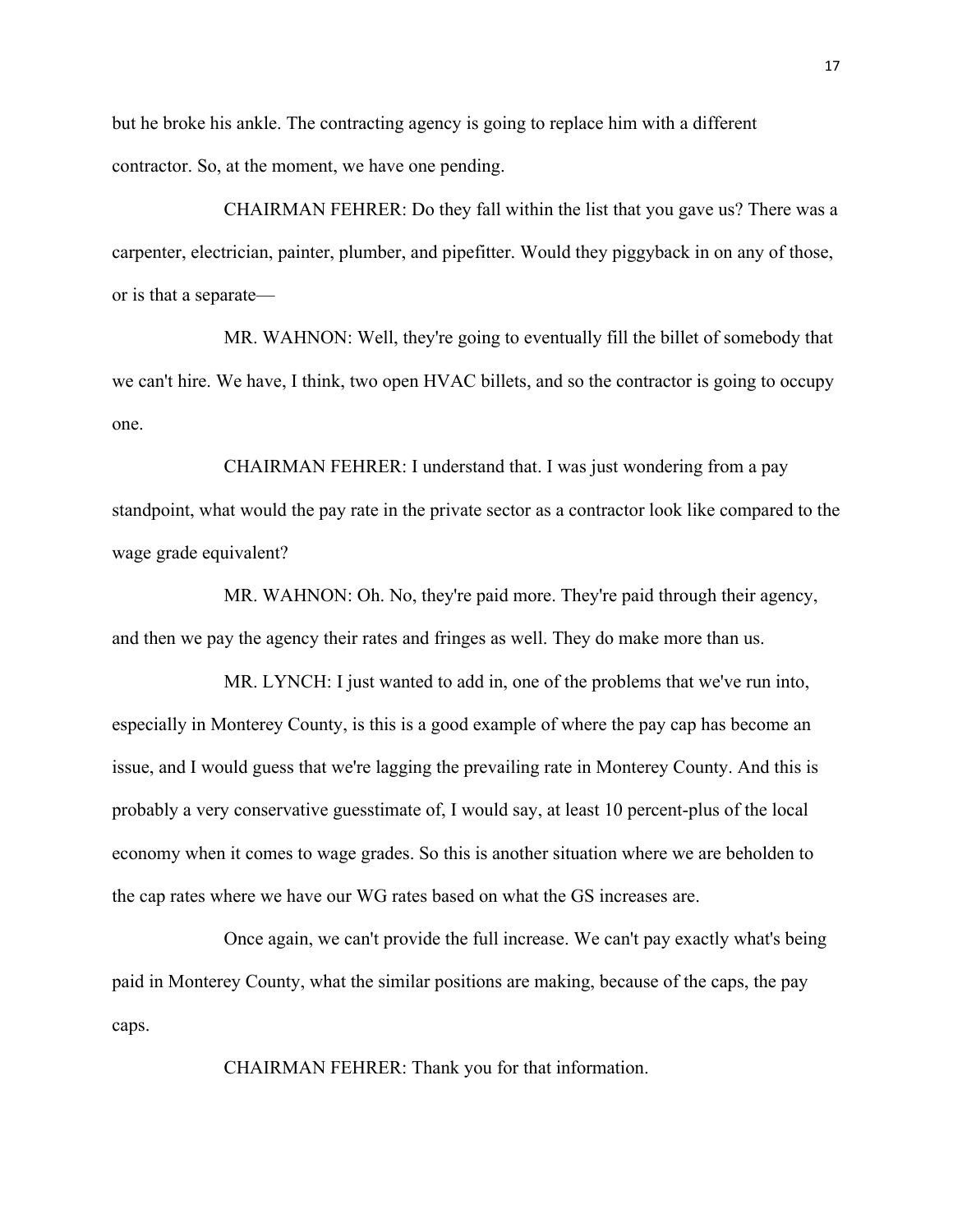but he broke his ankle. The contracting agency is going to replace him with a different contractor. So, at the moment, we have one pending.

CHAIRMAN FEHRER: Do they fall within the list that you gave us? There was a carpenter, electrician, painter, plumber, and pipefitter. Would they piggyback in on any of those, or is that a separate—

MR. WAHNON: Well, they're going to eventually fill the billet of somebody that we can't hire. We have, I think, two open HVAC billets, and so the contractor is going to occupy one.

CHAIRMAN FEHRER: I understand that. I was just wondering from a pay standpoint, what would the pay rate in the private sector as a contractor look like compared to the wage grade equivalent?

MR. WAHNON: Oh. No, they're paid more. They're paid through their agency, and then we pay the agency their rates and fringes as well. They do make more than us.

MR. LYNCH: I just wanted to add in, one of the problems that we've run into, especially in Monterey County, is this is a good example of where the pay cap has become an issue, and I would guess that we're lagging the prevailing rate in Monterey County. And this is probably a very conservative guesstimate of, I would say, at least 10 percent-plus of the local economy when it comes to wage grades. So this is another situation where we are beholden to the cap rates where we have our WG rates based on what the GS increases are.

Once again, we can't provide the full increase. We can't pay exactly what's being paid in Monterey County, what the similar positions are making, because of the caps, the pay caps.

CHAIRMAN FEHRER: Thank you for that information.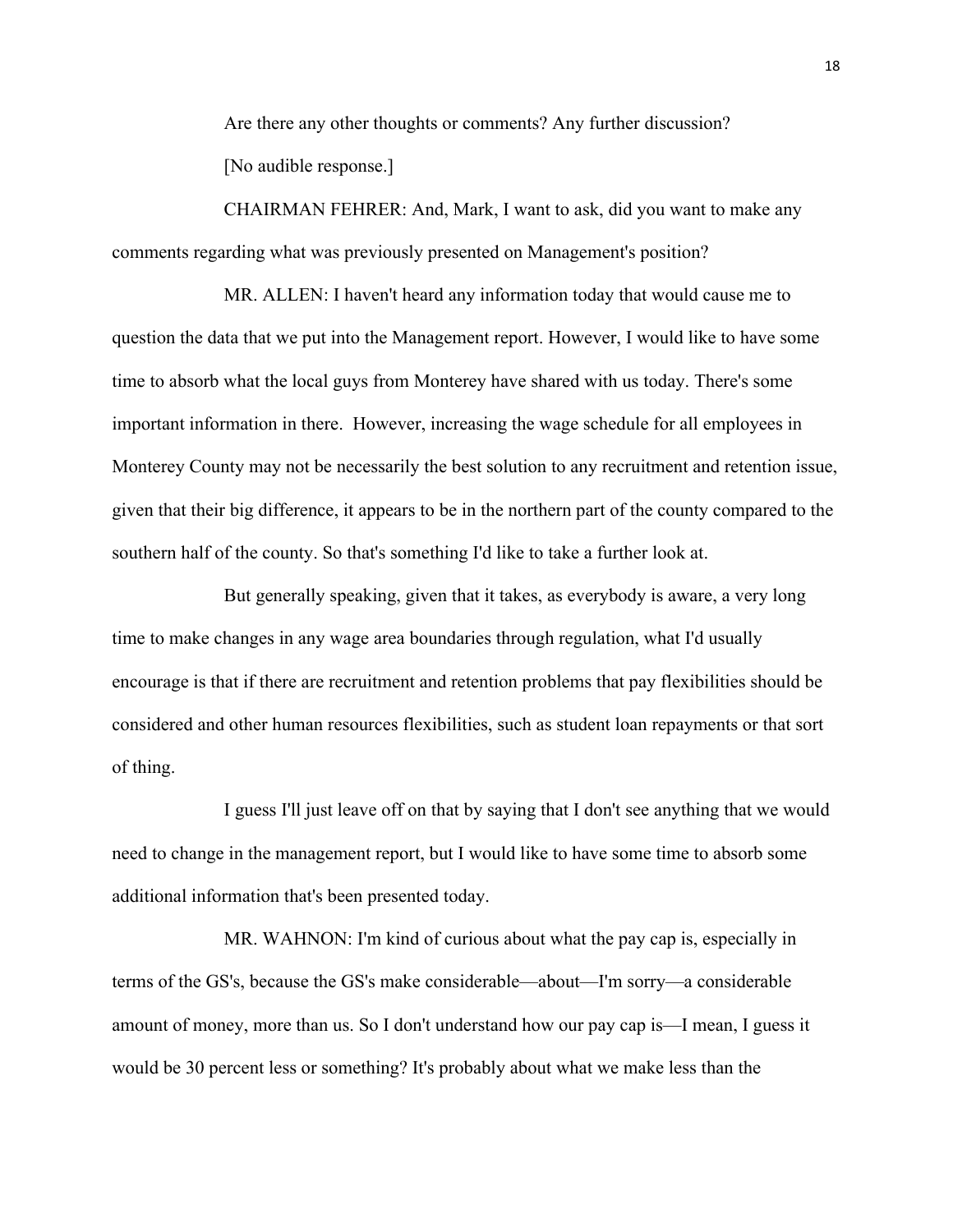Are there any other thoughts or comments? Any further discussion?

[No audible response.]

CHAIRMAN FEHRER: And, Mark, I want to ask, did you want to make any comments regarding what was previously presented on Management's position?

MR. ALLEN: I haven't heard any information today that would cause me to question the data that we put into the Management report. However, I would like to have some time to absorb what the local guys from Monterey have shared with us today. There's some important information in there.  However, increasing the wage schedule for all employees in Monterey County may not be necessarily the best solution to any recruitment and retention issue, given that their big difference, it appears to be in the northern part of the county compared to the southern half of the county. So that's something I'd like to take a further look at.

But generally speaking, given that it takes, as everybody is aware, a very long time to make changes in any wage area boundaries through regulation, what I'd usually encourage is that if there are recruitment and retention problems that pay flexibilities should be considered and other human resources flexibilities, such as student loan repayments or that sort of thing.

I guess I'll just leave off on that by saying that I don't see anything that we would need to change in the management report, but I would like to have some time to absorb some additional information that's been presented today.

MR. WAHNON: I'm kind of curious about what the pay cap is, especially in terms of the GS's, because the GS's make considerable—about—I'm sorry—a considerable amount of money, more than us. So I don't understand how our pay cap is—I mean, I guess it would be 30 percent less or something? It's probably about what we make less than the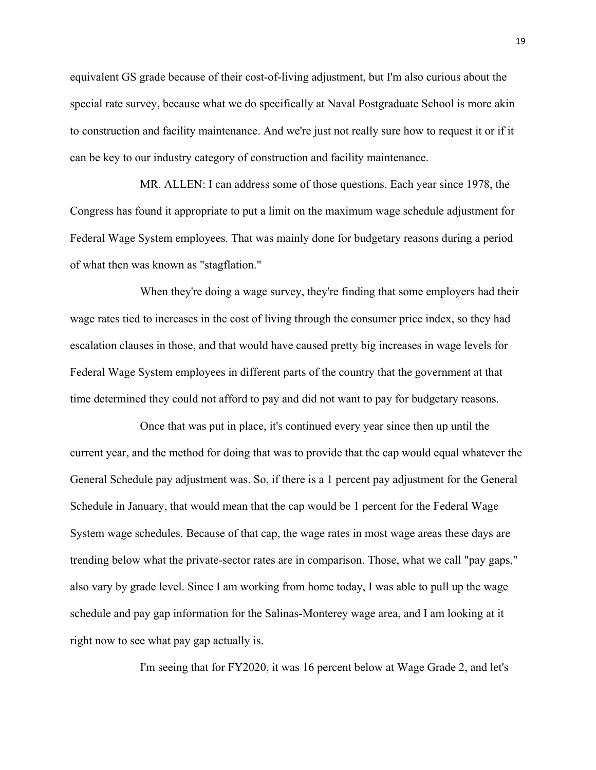equivalent GS grade because of their cost-of-living adjustment, but I'm also curious about the special rate survey, because what we do specifically at Naval Postgraduate School is more akin to construction and facility maintenance. And we're just not really sure how to request it or if it can be key to our industry category of construction and facility maintenance.

MR. ALLEN: I can address some of those questions. Each year since 1978, the Congress has found it appropriate to put a limit on the maximum wage schedule adjustment for Federal Wage System employees. That was mainly done for budgetary reasons during a period of what then was known as "stagflation."

When they're doing a wage survey, they're finding that some employers had their wage rates tied to increases in the cost of living through the consumer price index, so they had escalation clauses in those, and that would have caused pretty big increases in wage levels for Federal Wage System employees in different parts of the country that the government at that time determined they could not afford to pay and did not want to pay for budgetary reasons.

Once that was put in place, it's continued every year since then up until the current year, and the method for doing that was to provide that the cap would equal whatever the General Schedule pay adjustment was. So, if there is a 1 percent pay adjustment for the General Schedule in January, that would mean that the cap would be 1 percent for the Federal Wage System wage schedules. Because of that cap, the wage rates in most wage areas these days are trending below what the private-sector rates are in comparison. Those, what we call "pay gaps," also vary by grade level. Since I am working from home today, I was able to pull up the wage schedule and pay gap information for the Salinas-Monterey wage area, and I am looking at it right now to see what pay gap actually is.

I'm seeing that for FY2020, it was 16 percent below at Wage Grade 2, and let's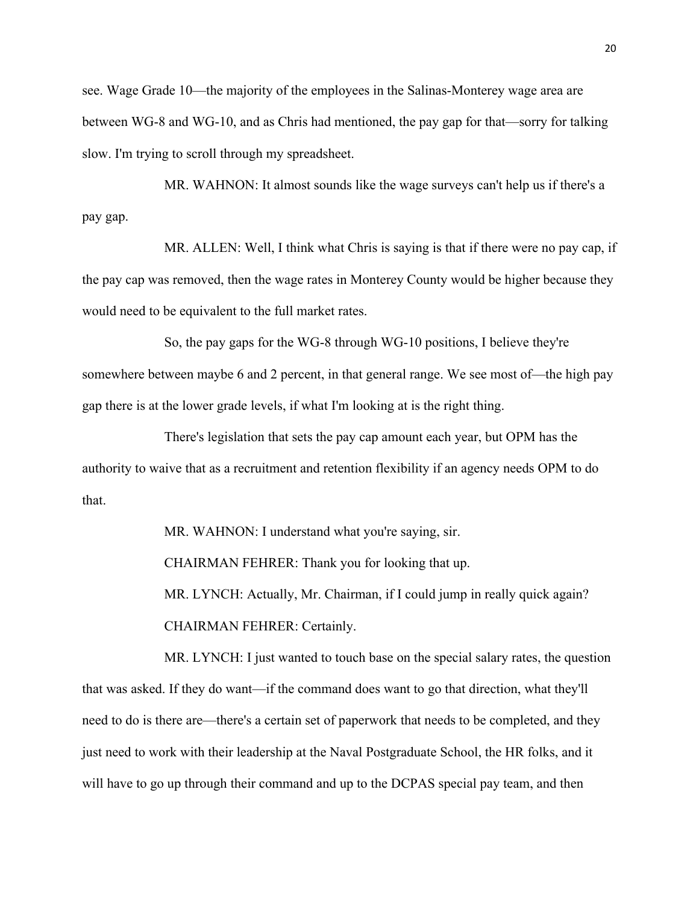see. Wage Grade 10—the majority of the employees in the Salinas-Monterey wage area are between WG-8 and WG-10, and as Chris had mentioned, the pay gap for that—sorry for talking slow. I'm trying to scroll through my spreadsheet.

MR. WAHNON: It almost sounds like the wage surveys can't help us if there's a pay gap.

MR. ALLEN: Well, I think what Chris is saying is that if there were no pay cap, if the pay cap was removed, then the wage rates in Monterey County would be higher because they would need to be equivalent to the full market rates.

So, the pay gaps for the WG-8 through WG-10 positions, I believe they're somewhere between maybe 6 and 2 percent, in that general range. We see most of—the high pay gap there is at the lower grade levels, if what I'm looking at is the right thing.

There's legislation that sets the pay cap amount each year, but OPM has the authority to waive that as a recruitment and retention flexibility if an agency needs OPM to do that.

MR. WAHNON: I understand what you're saying, sir.

CHAIRMAN FEHRER: Thank you for looking that up.

MR. LYNCH: Actually, Mr. Chairman, if I could jump in really quick again?

CHAIRMAN FEHRER: Certainly.

MR. LYNCH: I just wanted to touch base on the special salary rates, the question that was asked. If they do want—if the command does want to go that direction, what they'll need to do is there are—there's a certain set of paperwork that needs to be completed, and they just need to work with their leadership at the Naval Postgraduate School, the HR folks, and it will have to go up through their command and up to the DCPAS special pay team, and then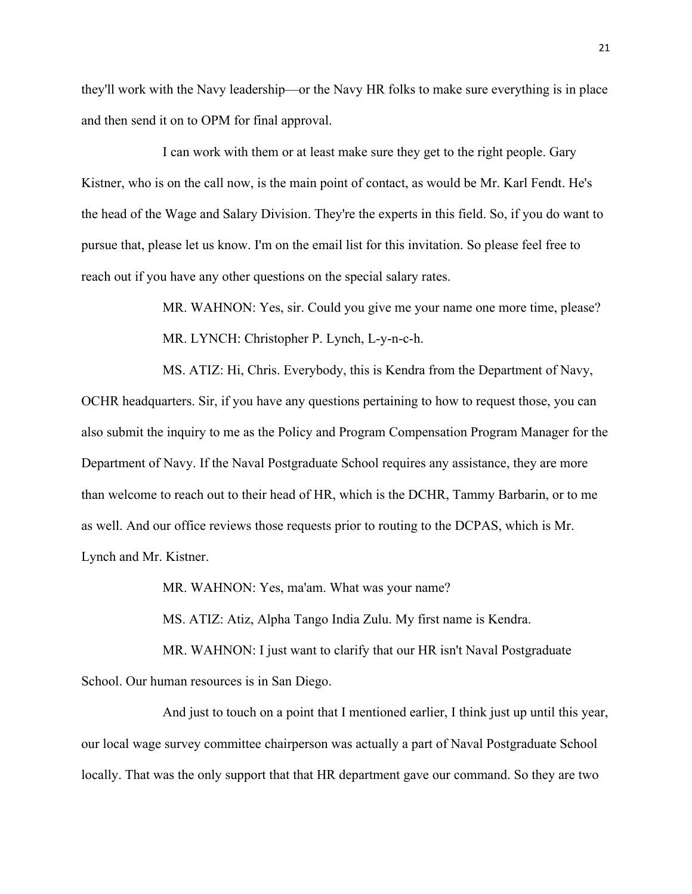they'll work with the Navy leadership—or the Navy HR folks to make sure everything is in place and then send it on to OPM for final approval.

I can work with them or at least make sure they get to the right people. Gary Kistner, who is on the call now, is the main point of contact, as would be Mr. Karl Fendt. He's the head of the Wage and Salary Division. They're the experts in this field. So, if you do want to pursue that, please let us know. I'm on the email list for this invitation. So please feel free to reach out if you have any other questions on the special salary rates.

MR. WAHNON: Yes, sir. Could you give me your name one more time, please?

MR. LYNCH: Christopher P. Lynch, L-y-n-c-h.

MS. ATIZ: Hi, Chris. Everybody, this is Kendra from the Department of Navy, OCHR headquarters. Sir, if you have any questions pertaining to how to request those, you can also submit the inquiry to me as the Policy and Program Compensation Program Manager for the Department of Navy. If the Naval Postgraduate School requires any assistance, they are more than welcome to reach out to their head of HR, which is the DCHR, Tammy Barbarin, or to me as well. And our office reviews those requests prior to routing to the DCPAS, which is Mr. Lynch and Mr. Kistner.

MR. WAHNON: Yes, ma'am. What was your name?

MS. ATIZ: Atiz, Alpha Tango India Zulu. My first name is Kendra.

MR. WAHNON: I just want to clarify that our HR isn't Naval Postgraduate School. Our human resources is in San Diego.

And just to touch on a point that I mentioned earlier, I think just up until this year, our local wage survey committee chairperson was actually a part of Naval Postgraduate School locally. That was the only support that that HR department gave our command. So they are two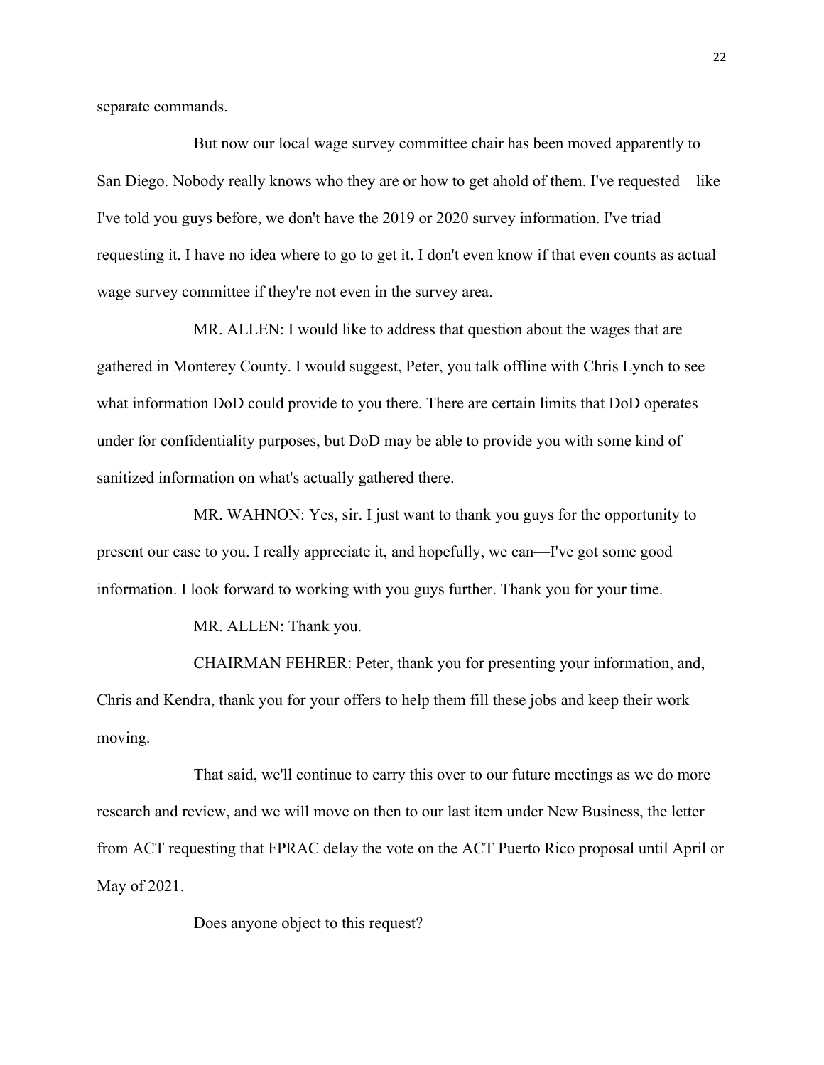separate commands.

But now our local wage survey committee chair has been moved apparently to San Diego. Nobody really knows who they are or how to get ahold of them. I've requested—like I've told you guys before, we don't have the 2019 or 2020 survey information. I've triad requesting it. I have no idea where to go to get it. I don't even know if that even counts as actual wage survey committee if they're not even in the survey area.

MR. ALLEN: I would like to address that question about the wages that are gathered in Monterey County. I would suggest, Peter, you talk offline with Chris Lynch to see what information DoD could provide to you there. There are certain limits that DoD operates under for confidentiality purposes, but DoD may be able to provide you with some kind of sanitized information on what's actually gathered there.

MR. WAHNON: Yes, sir. I just want to thank you guys for the opportunity to present our case to you. I really appreciate it, and hopefully, we can—I've got some good information. I look forward to working with you guys further. Thank you for your time.

MR. ALLEN: Thank you.

CHAIRMAN FEHRER: Peter, thank you for presenting your information, and, Chris and Kendra, thank you for your offers to help them fill these jobs and keep their work moving.

That said, we'll continue to carry this over to our future meetings as we do more research and review, and we will move on then to our last item under New Business, the letter from ACT requesting that FPRAC delay the vote on the ACT Puerto Rico proposal until April or May of 2021.

Does anyone object to this request?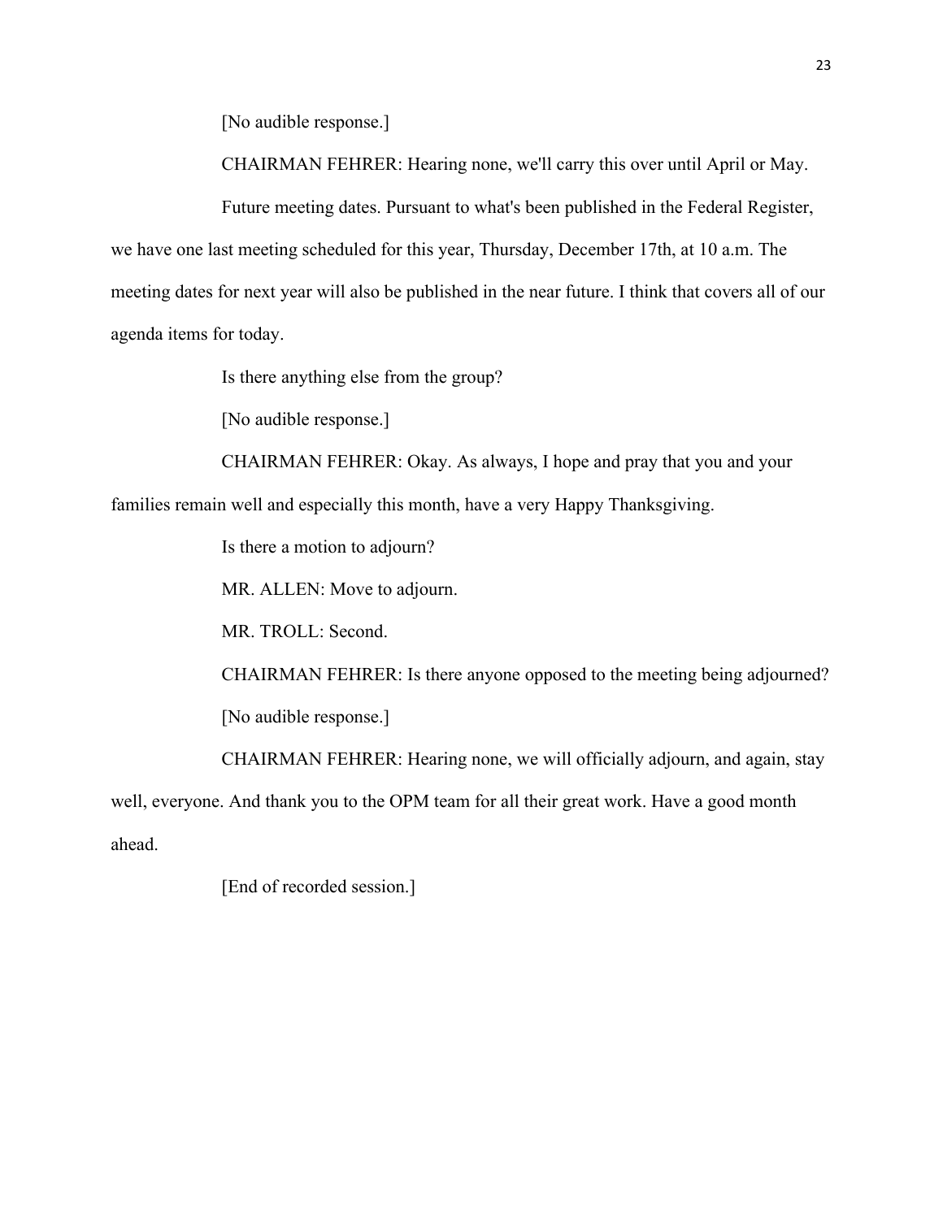[No audible response.]

CHAIRMAN FEHRER: Hearing none, we'll carry this over until April or May.

Future meeting dates. Pursuant to what's been published in the Federal Register, we have one last meeting scheduled for this year, Thursday, December 17th, at 10 a.m. The meeting dates for next year will also be published in the near future. I think that covers all of our agenda items for today.

Is there anything else from the group?

[No audible response.]

CHAIRMAN FEHRER: Okay. As always, I hope and pray that you and your families remain well and especially this month, have a very Happy Thanksgiving.

Is there a motion to adjourn?

MR. ALLEN: Move to adjourn.

MR. TROLL: Second.

CHAIRMAN FEHRER: Is there anyone opposed to the meeting being adjourned?

[No audible response.]

CHAIRMAN FEHRER: Hearing none, we will officially adjourn, and again, stay well, everyone. And thank you to the OPM team for all their great work. Have a good month ahead.

[End of recorded session.]